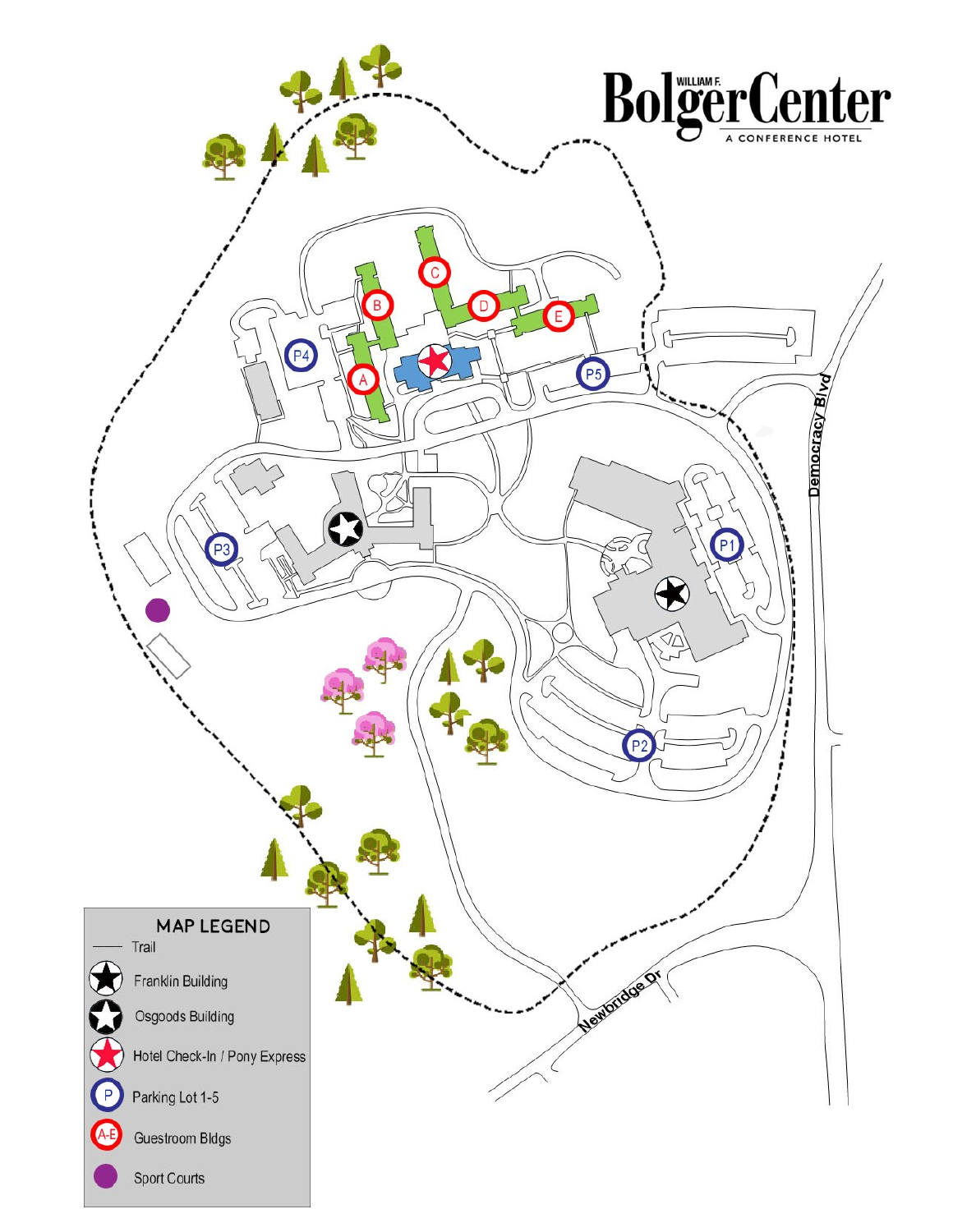# WILLIAM F. Bolger Center

A CONFERENCE HOTEL

Democracy Blvd

Newbridge Dr

P1 P2 P3 P4 P5

A B C D E

## MAP LEGEND

- Trail
- Franklin Building
- Osgoods Building
- Hotel Check-In / Pony Express
- Parking Lot 1-5
- Guestroom Bldgs
- Sport Courts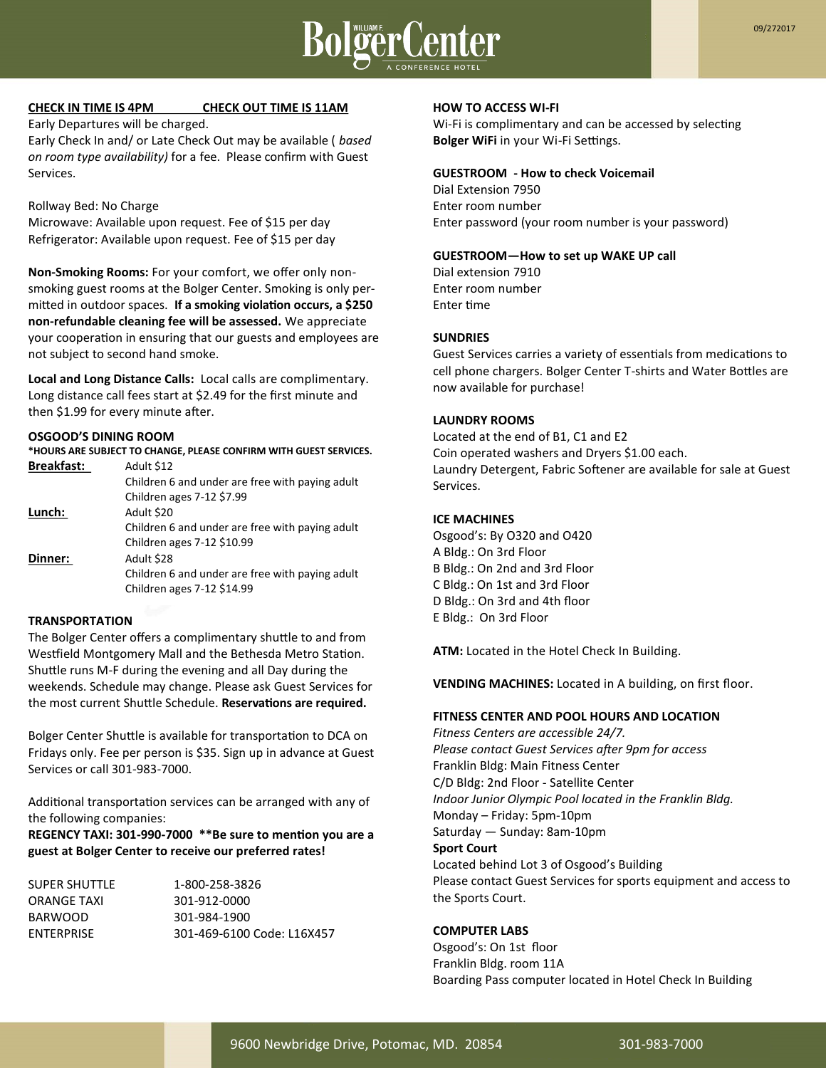# Bolger Center

09/272017

**CHECK IN TIME IS 4PM** **CHECK OUT TIME IS 11AM**

Early Departures will be charged.

Early Check In and/ or Late Check Out may be available ( *based on room type availability)* for a fee. Please confirm with Guest Services.

Rollway Bed: No Charge

Microwave: Available upon request. Fee of $15 per day

Refrigerator: Available upon request. Fee of $15 per day

**Non-Smoking Rooms:** For your comfort, we offer only non-smoking guest rooms at the Bolger Center. Smoking is only permitted in outdoor spaces. **If a smoking violation occurs, a $250 non-refundable cleaning fee will be assessed.** We appreciate your cooperation in ensuring that our guests and employees are not subject to second hand smoke.

**Local and Long Distance Calls:** Local calls are complimentary. Long distance call fees start at $2.49 for the first minute and then $1.99 for every minute after.

### OSGOOD'S DINING ROOM

**\*HOURS ARE SUBJECT TO CHANGE, PLEASE CONFIRM WITH GUEST SERVICES.**

| | |
|---|---|
| **Breakfast:** | Adult $12 |
| | Children 6 and under are free with paying adult |
| | Children ages 7-12 $7.99 |
| **Lunch:** | Adult $20 |
| | Children 6 and under are free with paying adult |
| | Children ages 7-12 $10.99 |
| **Dinner:** | Adult $28 |
| | Children 6 and under are free with paying adult |
| | Children ages 7-12 $14.99 |

### TRANSPORTATION

The Bolger Center offers a complimentary shuttle to and from Westfield Montgomery Mall and the Bethesda Metro Station. Shuttle runs M-F during the evening and all Day during the weekends. Schedule may change. Please ask Guest Services for the most current Shuttle Schedule. **Reservations are required.**

Bolger Center Shuttle is available for transportation to DCA on Fridays only. Fee per person is $35. Sign up in advance at Guest Services or call 301-983-7000.

Additional transportation services can be arranged with any of the following companies:

**REGENCY TAXI: 301-990-7000 \*\*Be sure to mention you are a guest at Bolger Center to receive our preferred rates!**

| | |
|---|---|
| SUPER SHUTTLE | 1-800-258-3826 |
| ORANGE TAXI | 301-912-0000 |
| BARWOOD | 301-984-1900 |
| ENTERPRISE | 301-469-6100 Code: L16X457 |

### HOW TO ACCESS WI-FI

Wi-Fi is complimentary and can be accessed by selecting **Bolger WiFi** in your Wi-Fi Settings.

### GUESTROOM - How to check Voicemail

Dial Extension 7950

Enter room number

Enter password (your room number is your password)

### GUESTROOM—How to set up WAKE UP call

Dial extension 7910

Enter room number

Enter time

### SUNDRIES

Guest Services carries a variety of essentials from medications to cell phone chargers. Bolger Center T-shirts and Water Bottles are now available for purchase!

### LAUNDRY ROOMS

Located at the end of B1, C1 and E2

Coin operated washers and Dryers $1.00 each.

Laundry Detergent, Fabric Softener are available for sale at Guest Services.

### ICE MACHINES

Osgood's: By O320 and O420

A Bldg.: On 3rd Floor

B Bldg.: On 2nd and 3rd Floor

C Bldg.: On 1st and 3rd Floor

D Bldg.: On 3rd and 4th floor

E Bldg.: On 3rd Floor

**ATM:** Located in the Hotel Check In Building.

**VENDING MACHINES:** Located in A building, on first floor.

### FITNESS CENTER AND POOL HOURS AND LOCATION

*Fitness Centers are accessible 24/7.*

*Please contact Guest Services after 9pm for access*

Franklin Bldg: Main Fitness Center

C/D Bldg: 2nd Floor - Satellite Center

*Indoor Junior Olympic Pool located in the Franklin Bldg.*

Monday – Friday: 5pm-10pm

Saturday — Sunday: 8am-10pm

**Sport Court**

Located behind Lot 3 of Osgood's Building

Please contact Guest Services for sports equipment and access to the Sports Court.

### COMPUTER LABS

Osgood's: On 1st floor

Franklin Bldg. room 11A

Boarding Pass computer located in Hotel Check In Building

9600 Newbridge Drive, Potomac, MD. 20854 301-983-7000